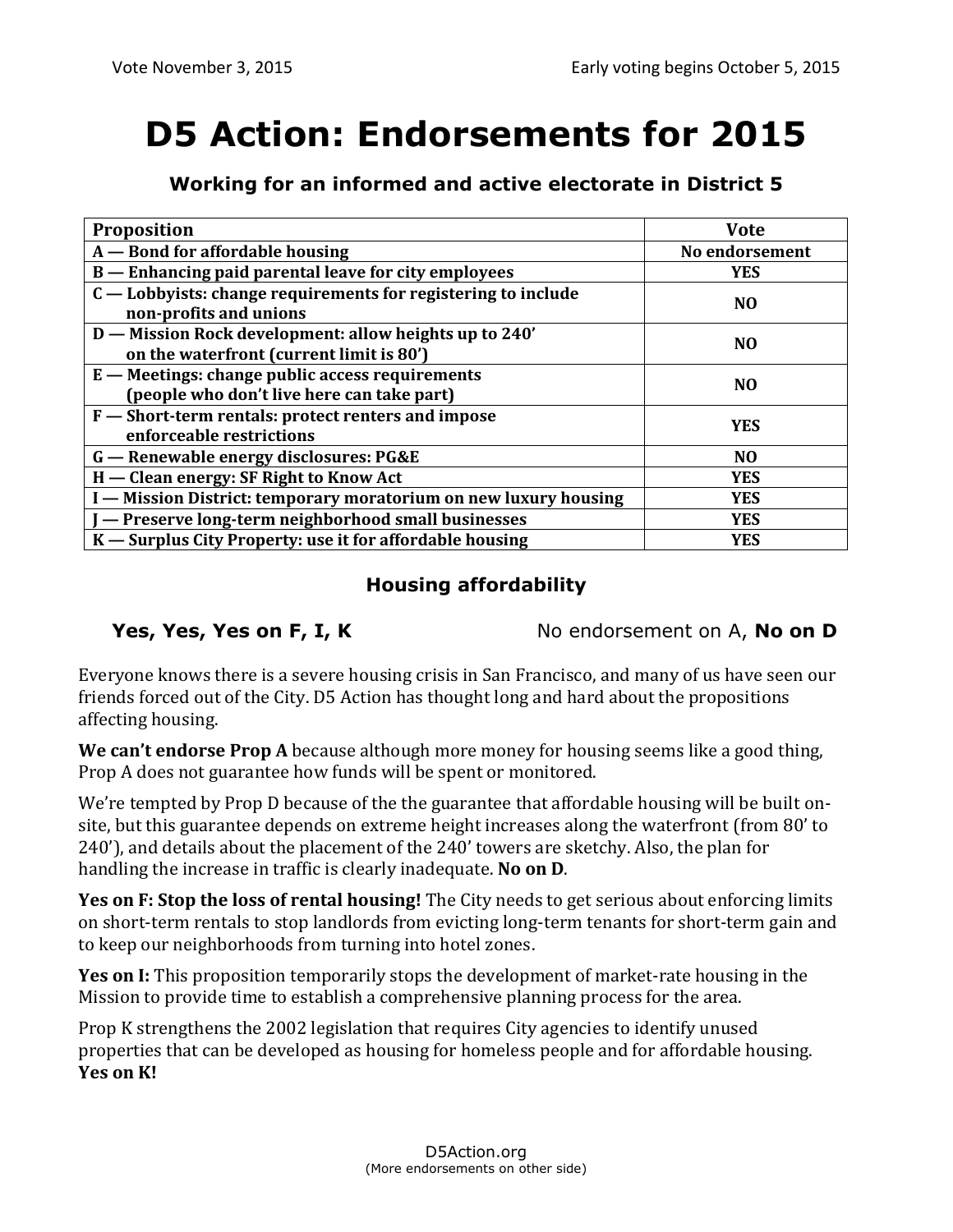Vote November 3, 2015 | Early voting begins October 5, 2015

# D5 Action: Endorsements for 2015

**Working for an informed and active electorate in District 5**

| Proposition | Vote |
|---|---|
| **A — Bond for affordable housing** | **No endorsement** |
| **B — Enhancing paid parental leave for city employees** | **YES** |
| **C — Lobbyists: change requirements for registering to include non-profits and unions** | **NO** |
| **D — Mission Rock development: allow heights up to 240' on the waterfront (current limit is 80')** | **NO** |
| **E — Meetings: change public access requirements (people who don't live here can take part)** | **NO** |
| **F — Short-term rentals: protect renters and impose enforceable restrictions** | **YES** |
| **G — Renewable energy disclosures: PG&E** | **NO** |
| **H — Clean energy: SF Right to Know Act** | **YES** |
| **I — Mission District: temporary moratorium on new luxury housing** | **YES** |
| **J — Preserve long-term neighborhood small businesses** | **YES** |
| **K — Surplus City Property: use it for affordable housing** | **YES** |

## Housing affordability

**Yes, Yes, Yes on F, I, K** — No endorsement on A, **No on D**

Everyone knows there is a severe housing crisis in San Francisco, and many of us have seen our friends forced out of the City. D5 Action has thought long and hard about the propositions affecting housing.

**We can't endorse Prop A** because although more money for housing seems like a good thing, Prop A does not guarantee how funds will be spent or monitored.

We're tempted by Prop D because of the the guarantee that affordable housing will be built on-site, but this guarantee depends on extreme height increases along the waterfront (from 80' to 240'), and details about the placement of the 240' towers are sketchy. Also, the plan for handling the increase in traffic is clearly inadequate. **No on D**.

**Yes on F: Stop the loss of rental housing!** The City needs to get serious about enforcing limits on short-term rentals to stop landlords from evicting long-term tenants for short-term gain and to keep our neighborhoods from turning into hotel zones.

**Yes on I:** This proposition temporarily stops the development of market-rate housing in the Mission to provide time to establish a comprehensive planning process for the area.

Prop K strengthens the 2002 legislation that requires City agencies to identify unused properties that can be developed as housing for homeless people and for affordable housing. **Yes on K!**

D5Action.org
(More endorsements on other side)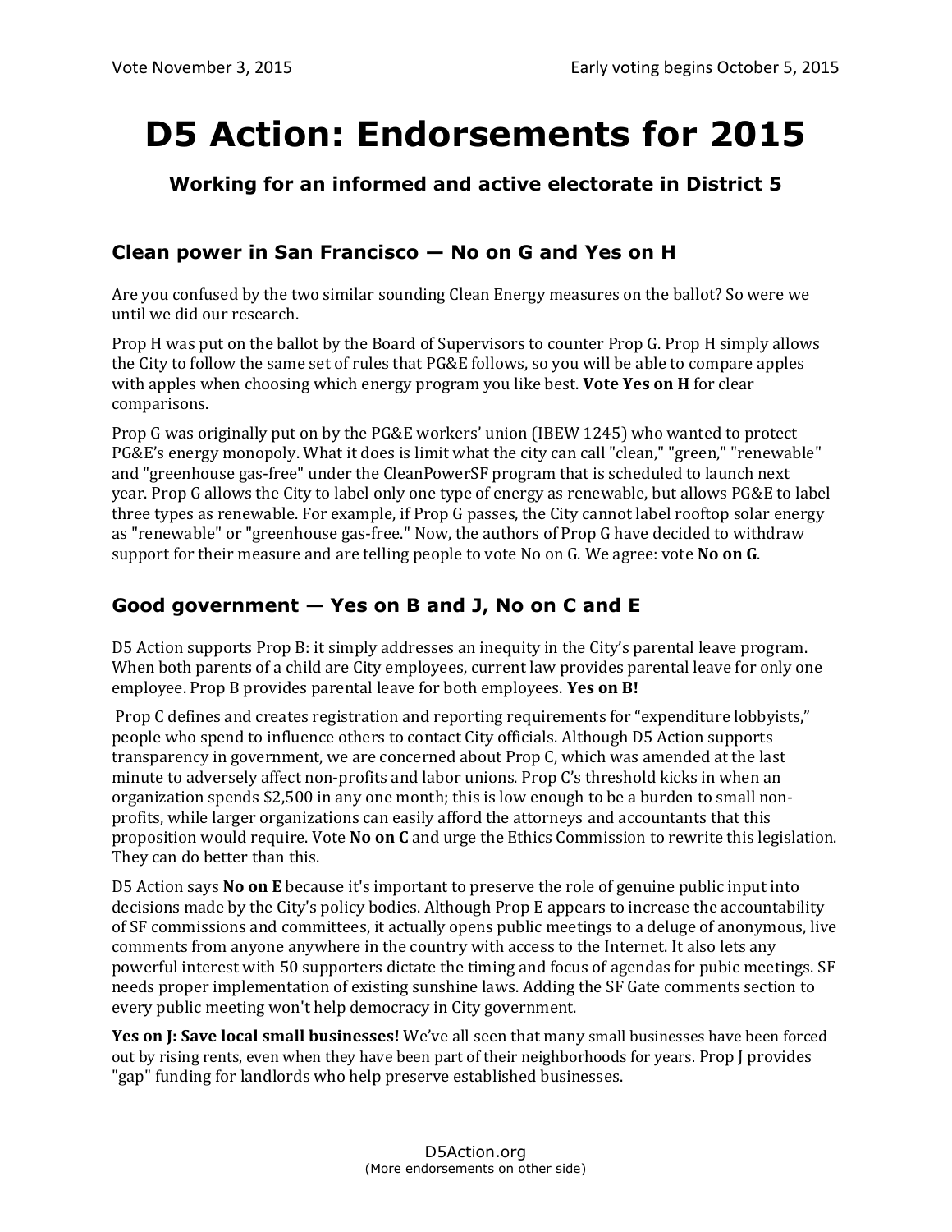Vote November 3, 2015 Early voting begins October 5, 2015

# D5 Action: Endorsements for 2015

### Working for an informed and active electorate in District 5

## Clean power in San Francisco — No on G and Yes on H

Are you confused by the two similar sounding Clean Energy measures on the ballot? So were we until we did our research.

Prop H was put on the ballot by the Board of Supervisors to counter Prop G. Prop H simply allows the City to follow the same set of rules that PG&E follows, so you will be able to compare apples with apples when choosing which energy program you like best. **Vote Yes on H** for clear comparisons.

Prop G was originally put on by the PG&E workers' union (IBEW 1245) who wanted to protect PG&E's energy monopoly. What it does is limit what the city can call "clean," "green," "renewable" and "greenhouse gas-free" under the CleanPowerSF program that is scheduled to launch next year. Prop G allows the City to label only one type of energy as renewable, but allows PG&E to label three types as renewable. For example, if Prop G passes, the City cannot label rooftop solar energy as "renewable" or "greenhouse gas-free." Now, the authors of Prop G have decided to withdraw support for their measure and are telling people to vote No on G. We agree: vote **No on G**.

## Good government — Yes on B and J, No on C and E

D5 Action supports Prop B: it simply addresses an inequity in the City's parental leave program. When both parents of a child are City employees, current law provides parental leave for only one employee. Prop B provides parental leave for both employees. **Yes on B!**

Prop C defines and creates registration and reporting requirements for "expenditure lobbyists," people who spend to influence others to contact City officials. Although D5 Action supports transparency in government, we are concerned about Prop C, which was amended at the last minute to adversely affect non-profits and labor unions. Prop C's threshold kicks in when an organization spends $2,500 in any one month; this is low enough to be a burden to small non-profits, while larger organizations can easily afford the attorneys and accountants that this proposition would require. Vote **No on C** and urge the Ethics Commission to rewrite this legislation. They can do better than this.

D5 Action says **No on E** because it's important to preserve the role of genuine public input into decisions made by the City's policy bodies. Although Prop E appears to increase the accountability of SF commissions and committees, it actually opens public meetings to a deluge of anonymous, live comments from anyone anywhere in the country with access to the Internet. It also lets any powerful interest with 50 supporters dictate the timing and focus of agendas for pubic meetings. SF needs proper implementation of existing sunshine laws. Adding the SF Gate comments section to every public meeting won't help democracy in City government.

**Yes on J: Save local small businesses!** We've all seen that many small businesses have been forced out by rising rents, even when they have been part of their neighborhoods for years. Prop J provides "gap" funding for landlords who help preserve established businesses.

D5Action.org
(More endorsements on other side)